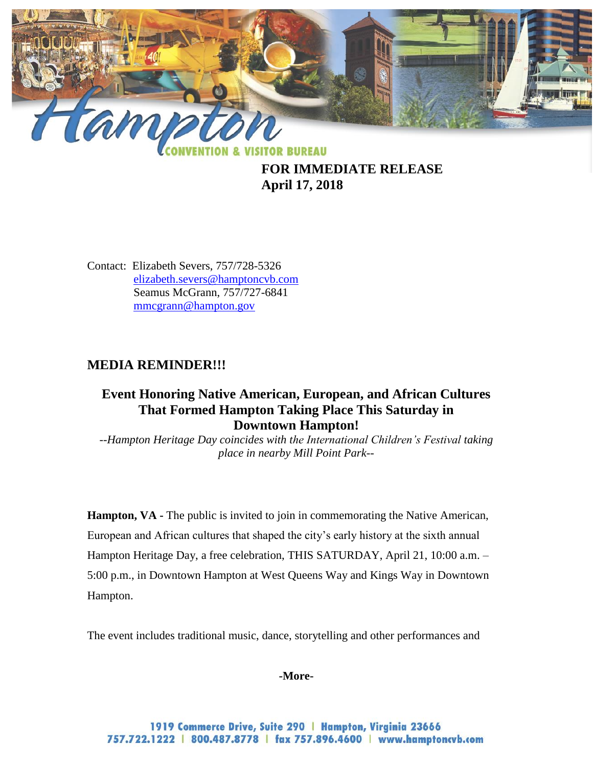**FOR IMMEDIATE RELEASE**
**April 17, 2018**

Contact: Elizabeth Severs, 757/728-5326
elizabeth.severs@hamptoncvb.com
Seamus McGrann, 757/727-6841
mmcgrann@hampton.gov

## MEDIA REMINDER!!!

### Event Honoring Native American, European, and African Cultures That Formed Hampton Taking Place This Saturday in Downtown Hampton!

*--Hampton Heritage Day coincides with the International Children's Festival taking place in nearby Mill Point Park--*

**Hampton, VA -** The public is invited to join in commemorating the Native American, European and African cultures that shaped the city's early history at the sixth annual Hampton Heritage Day, a free celebration, THIS SATURDAY, April 21, 10:00 a.m. – 5:00 p.m., in Downtown Hampton at West Queens Way and Kings Way in Downtown Hampton.

The event includes traditional music, dance, storytelling and other performances and

**-More-**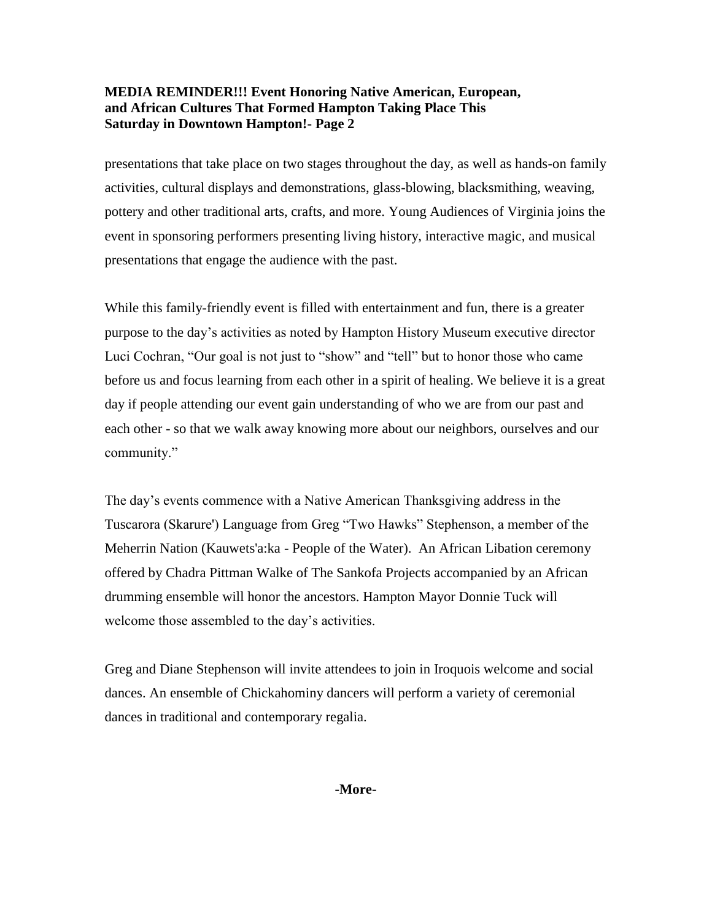**MEDIA REMINDER!!! Event Honoring Native American, European, and African Cultures That Formed Hampton Taking Place This Saturday in Downtown Hampton!- Page 2**

presentations that take place on two stages throughout the day, as well as hands-on family activities, cultural displays and demonstrations, glass-blowing, blacksmithing, weaving, pottery and other traditional arts, crafts, and more. Young Audiences of Virginia joins the event in sponsoring performers presenting living history, interactive magic, and musical presentations that engage the audience with the past.

While this family-friendly event is filled with entertainment and fun, there is a greater purpose to the day's activities as noted by Hampton History Museum executive director Luci Cochran, "Our goal is not just to "show" and "tell" but to honor those who came before us and focus learning from each other in a spirit of healing. We believe it is a great day if people attending our event gain understanding of who we are from our past and each other - so that we walk away knowing more about our neighbors, ourselves and our community."

The day's events commence with a Native American Thanksgiving address in the Tuscarora (Skarure') Language from Greg "Two Hawks" Stephenson, a member of the Meherrin Nation (Kauwets'a:ka - People of the Water). An African Libation ceremony offered by Chadra Pittman Walke of The Sankofa Projects accompanied by an African drumming ensemble will honor the ancestors. Hampton Mayor Donnie Tuck will welcome those assembled to the day's activities.

Greg and Diane Stephenson will invite attendees to join in Iroquois welcome and social dances. An ensemble of Chickahominy dancers will perform a variety of ceremonial dances in traditional and contemporary regalia.

**-More-**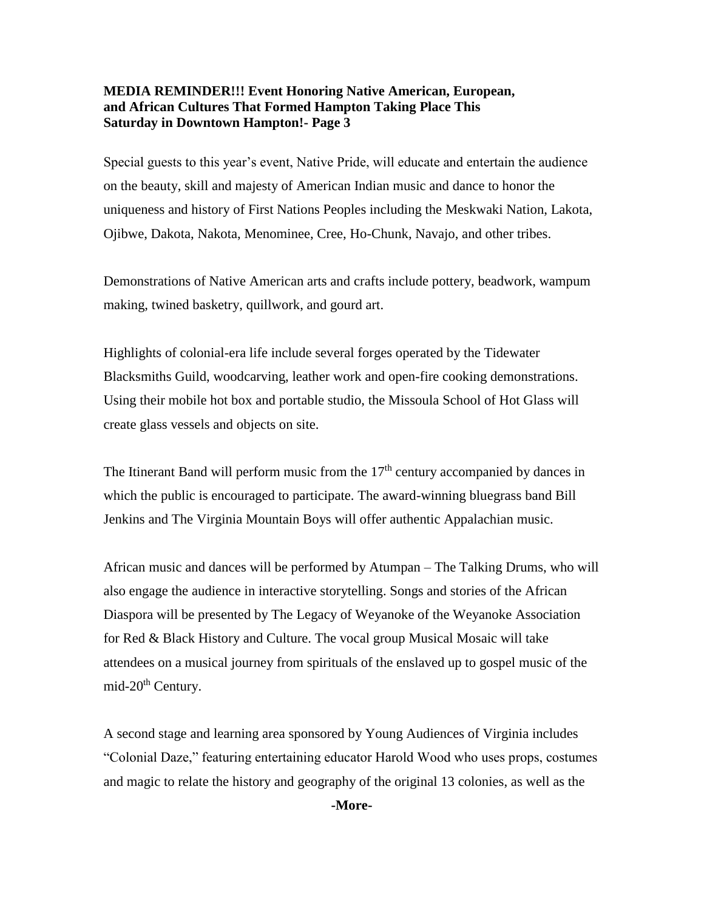**MEDIA REMINDER!!! Event Honoring Native American, European, and African Cultures That Formed Hampton Taking Place This Saturday in Downtown Hampton!- Page 3**

Special guests to this year's event, Native Pride, will educate and entertain the audience on the beauty, skill and majesty of American Indian music and dance to honor the uniqueness and history of First Nations Peoples including the Meskwaki Nation, Lakota, Ojibwe, Dakota, Nakota, Menominee, Cree, Ho-Chunk, Navajo, and other tribes.

Demonstrations of Native American arts and crafts include pottery, beadwork, wampum making, twined basketry, quillwork, and gourd art.

Highlights of colonial-era life include several forges operated by the Tidewater Blacksmiths Guild, woodcarving, leather work and open-fire cooking demonstrations. Using their mobile hot box and portable studio, the Missoula School of Hot Glass will create glass vessels and objects on site.

The Itinerant Band will perform music from the 17th century accompanied by dances in which the public is encouraged to participate. The award-winning bluegrass band Bill Jenkins and The Virginia Mountain Boys will offer authentic Appalachian music.

African music and dances will be performed by Atumpan – The Talking Drums, who will also engage the audience in interactive storytelling. Songs and stories of the African Diaspora will be presented by The Legacy of Weyanoke of the Weyanoke Association for Red & Black History and Culture. The vocal group Musical Mosaic will take attendees on a musical journey from spirituals of the enslaved up to gospel music of the mid-20th Century.

A second stage and learning area sponsored by Young Audiences of Virginia includes "Colonial Daze," featuring entertaining educator Harold Wood who uses props, costumes and magic to relate the history and geography of the original 13 colonies, as well as the

**-More-**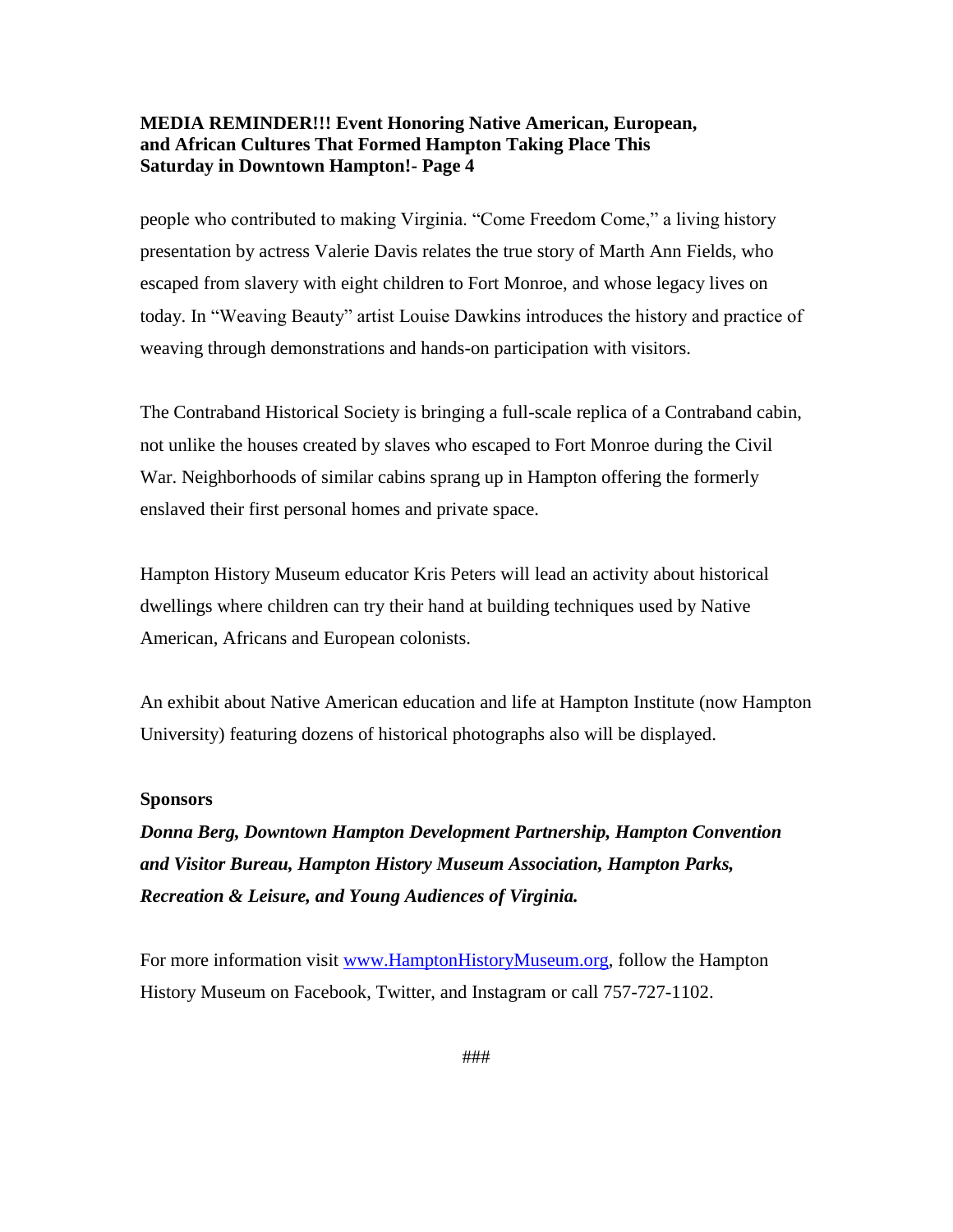people who contributed to making Virginia. “Come Freedom Come,” a living history presentation by actress Valerie Davis relates the true story of Marth Ann Fields, who escaped from slavery with eight children to Fort Monroe, and whose legacy lives on today. In “Weaving Beauty” artist Louise Dawkins introduces the history and practice of weaving through demonstrations and hands-on participation with visitors.

The Contraband Historical Society is bringing a full-scale replica of a Contraband cabin, not unlike the houses created by slaves who escaped to Fort Monroe during the Civil War. Neighborhoods of similar cabins sprang up in Hampton offering the formerly enslaved their first personal homes and private space.

Hampton History Museum educator Kris Peters will lead an activity about historical dwellings where children can try their hand at building techniques used by Native American, Africans and European colonists.

An exhibit about Native American education and life at Hampton Institute (now Hampton University) featuring dozens of historical photographs also will be displayed.

**Sponsors**

***Donna Berg, Downtown Hampton Development Partnership, Hampton Convention and Visitor Bureau, Hampton History Museum Association, Hampton Parks, Recreation & Leisure, and Young Audiences of Virginia.***

For more information visit [www.HamptonHistoryMuseum.org](http://www.HamptonHistoryMuseum.org), follow the Hampton History Museum on Facebook, Twitter, and Instagram or call 757-727-1102.

###